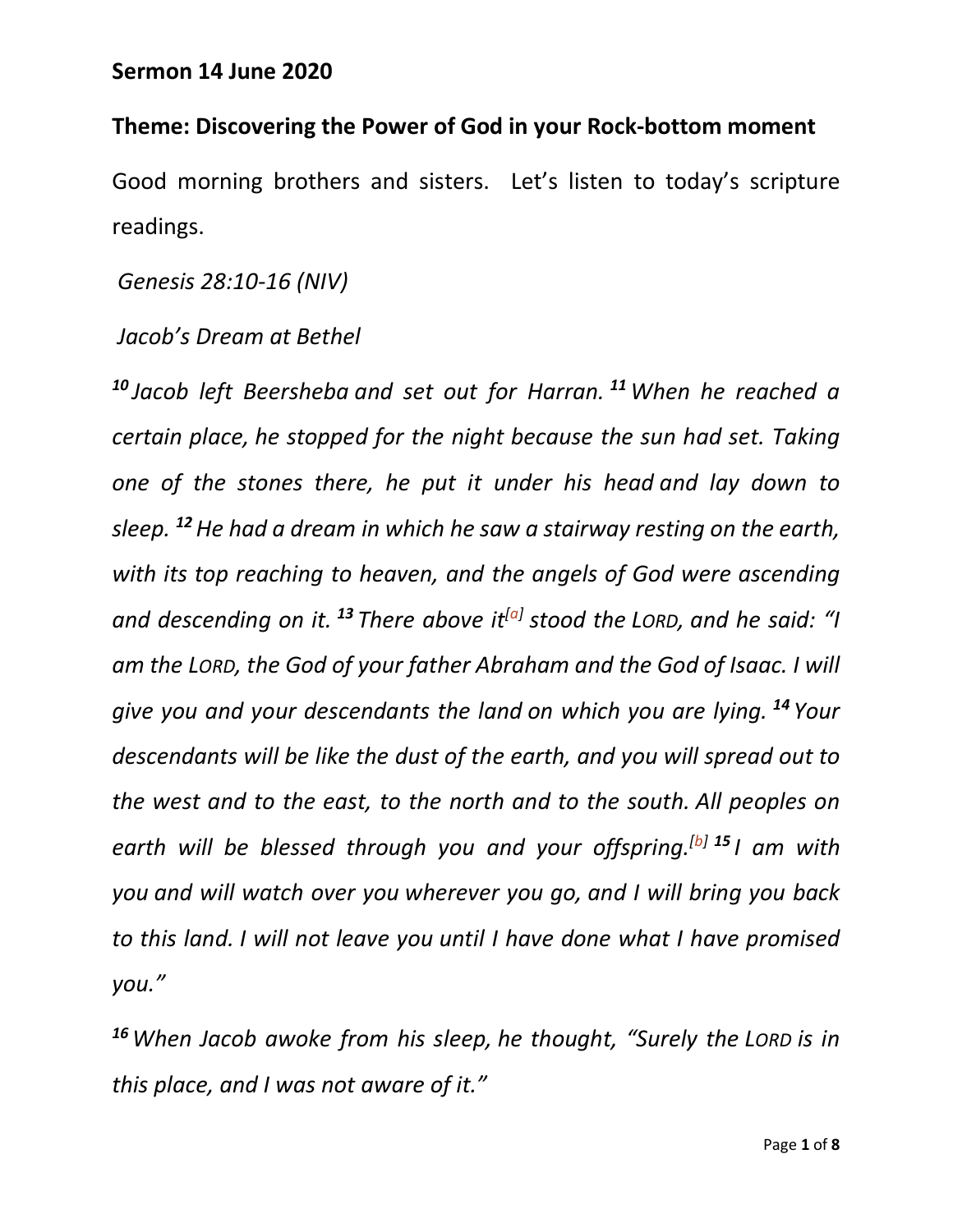**Sermon 14 June 2020**

**Theme: Discovering the Power of God in your Rock-bottom moment**

Good morning brothers and sisters. Let's listen to today's scripture readings.

*Genesis 28:10-16 (NIV)*

*Jacob's Dream at Bethel*

***10*** *Jacob left Beersheba and set out for Harran.* ***11*** *When he reached a certain place, he stopped for the night because the sun had set. Taking one of the stones there, he put it under his head and lay down to sleep.* ***12*** *He had a dream in which he saw a stairway resting on the earth, with its top reaching to heaven, and the angels of God were ascending and descending on it.* ***13*** *There above it*[a] *stood the LORD, and he said: "I am the LORD, the God of your father Abraham and the God of Isaac. I will give you and your descendants the land on which you are lying.* ***14*** *Your descendants will be like the dust of the earth, and you will spread out to the west and to the east, to the north and to the south. All peoples on earth will be blessed through you and your offspring.*[b] ***15*** *I am with you and will watch over you wherever you go, and I will bring you back to this land. I will not leave you until I have done what I have promised you."*

***16*** *When Jacob awoke from his sleep, he thought, "Surely the LORD is in this place, and I was not aware of it."*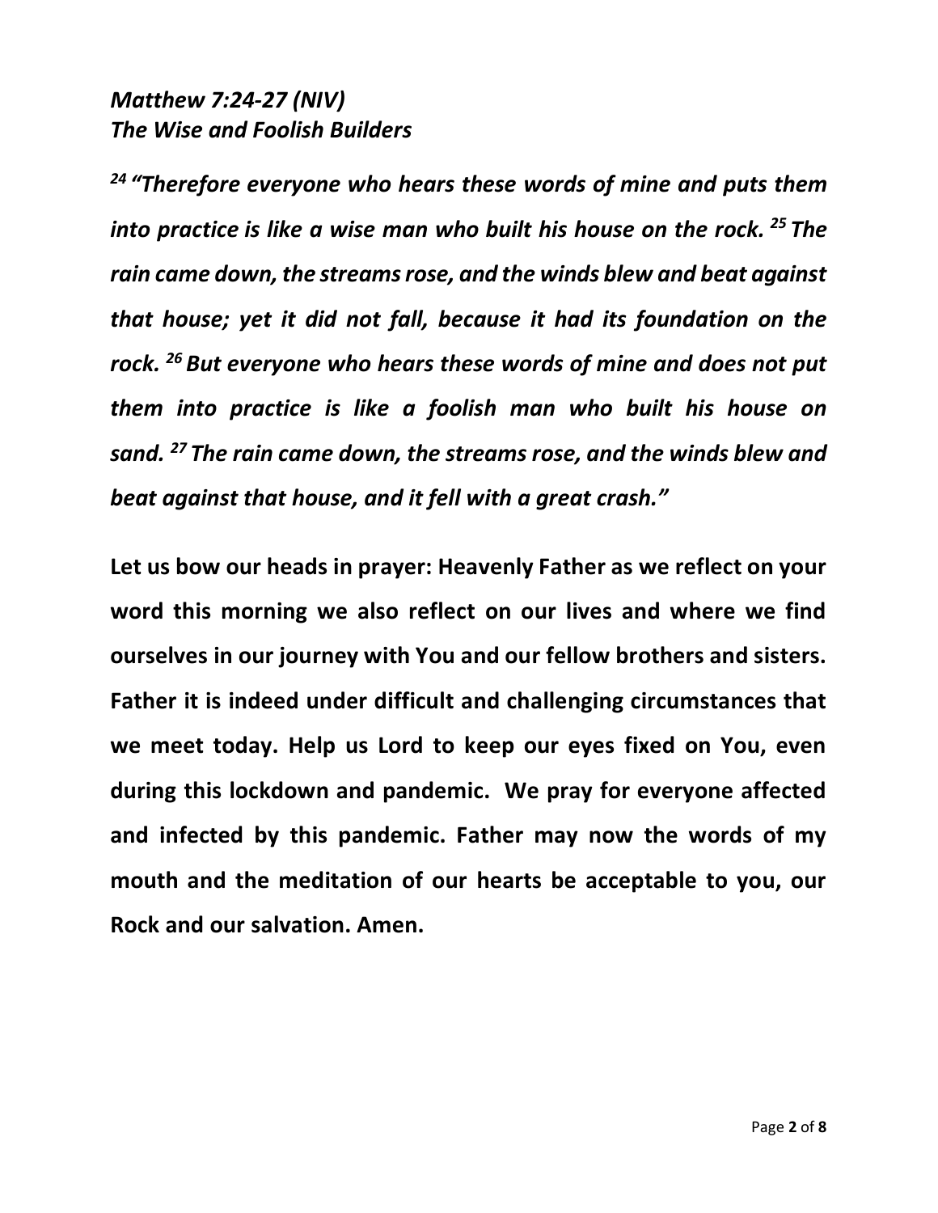***Matthew 7:24-27 (NIV)***
***The Wise and Foolish Builders***

***[24] "Therefore everyone who hears these words of mine and puts them into practice is like a wise man who built his house on the rock. [25] The rain came down, the streams rose, and the winds blew and beat against that house; yet it did not fall, because it had its foundation on the rock. [26] But everyone who hears these words of mine and does not put them into practice is like a foolish man who built his house on sand. [27] The rain came down, the streams rose, and the winds blew and beat against that house, and it fell with a great crash."***

**Let us bow our heads in prayer: Heavenly Father as we reflect on your word this morning we also reflect on our lives and where we find ourselves in our journey with You and our fellow brothers and sisters. Father it is indeed under difficult and challenging circumstances that we meet today. Help us Lord to keep our eyes fixed on You, even during this lockdown and pandemic. We pray for everyone affected and infected by this pandemic. Father may now the words of my mouth and the meditation of our hearts be acceptable to you, our Rock and our salvation. Amen.**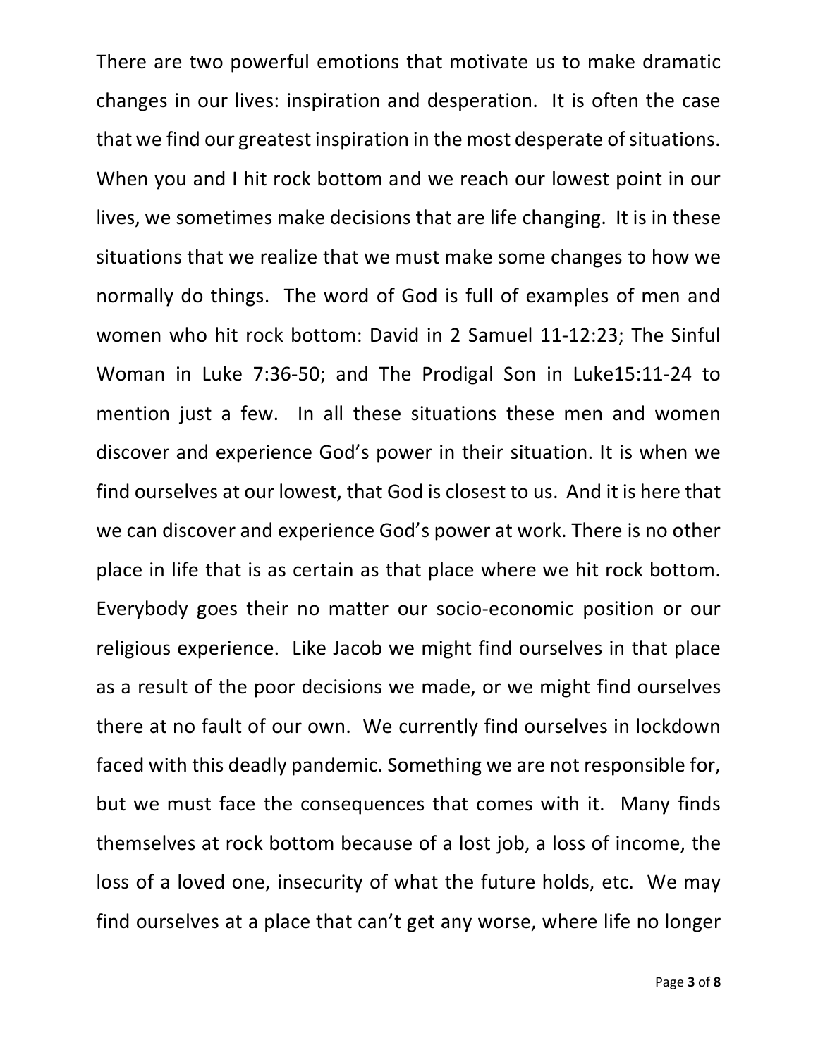There are two powerful emotions that motivate us to make dramatic changes in our lives: inspiration and desperation. It is often the case that we find our greatest inspiration in the most desperate of situations. When you and I hit rock bottom and we reach our lowest point in our lives, we sometimes make decisions that are life changing. It is in these situations that we realize that we must make some changes to how we normally do things. The word of God is full of examples of men and women who hit rock bottom: David in 2 Samuel 11-12:23; The Sinful Woman in Luke 7:36-50; and The Prodigal Son in Luke15:11-24 to mention just a few. In all these situations these men and women discover and experience God's power in their situation. It is when we find ourselves at our lowest, that God is closest to us. And it is here that we can discover and experience God's power at work. There is no other place in life that is as certain as that place where we hit rock bottom. Everybody goes their no matter our socio-economic position or our religious experience. Like Jacob we might find ourselves in that place as a result of the poor decisions we made, or we might find ourselves there at no fault of our own. We currently find ourselves in lockdown faced with this deadly pandemic. Something we are not responsible for, but we must face the consequences that comes with it. Many finds themselves at rock bottom because of a lost job, a loss of income, the loss of a loved one, insecurity of what the future holds, etc. We may find ourselves at a place that can't get any worse, where life no longer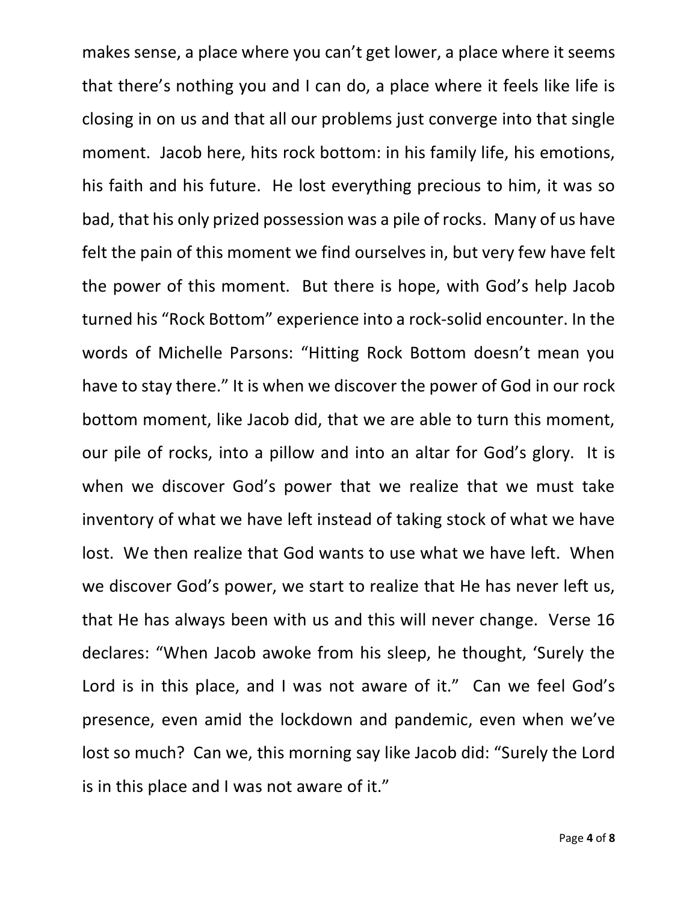makes sense, a place where you can't get lower, a place where it seems that there's nothing you and I can do, a place where it feels like life is closing in on us and that all our problems just converge into that single moment. Jacob here, hits rock bottom: in his family life, his emotions, his faith and his future. He lost everything precious to him, it was so bad, that his only prized possession was a pile of rocks. Many of us have felt the pain of this moment we find ourselves in, but very few have felt the power of this moment. But there is hope, with God's help Jacob turned his "Rock Bottom" experience into a rock-solid encounter. In the words of Michelle Parsons: "Hitting Rock Bottom doesn't mean you have to stay there." It is when we discover the power of God in our rock bottom moment, like Jacob did, that we are able to turn this moment, our pile of rocks, into a pillow and into an altar for God's glory. It is when we discover God's power that we realize that we must take inventory of what we have left instead of taking stock of what we have lost. We then realize that God wants to use what we have left. When we discover God's power, we start to realize that He has never left us, that He has always been with us and this will never change. Verse 16 declares: "When Jacob awoke from his sleep, he thought, 'Surely the Lord is in this place, and I was not aware of it." Can we feel God's presence, even amid the lockdown and pandemic, even when we've lost so much? Can we, this morning say like Jacob did: "Surely the Lord is in this place and I was not aware of it."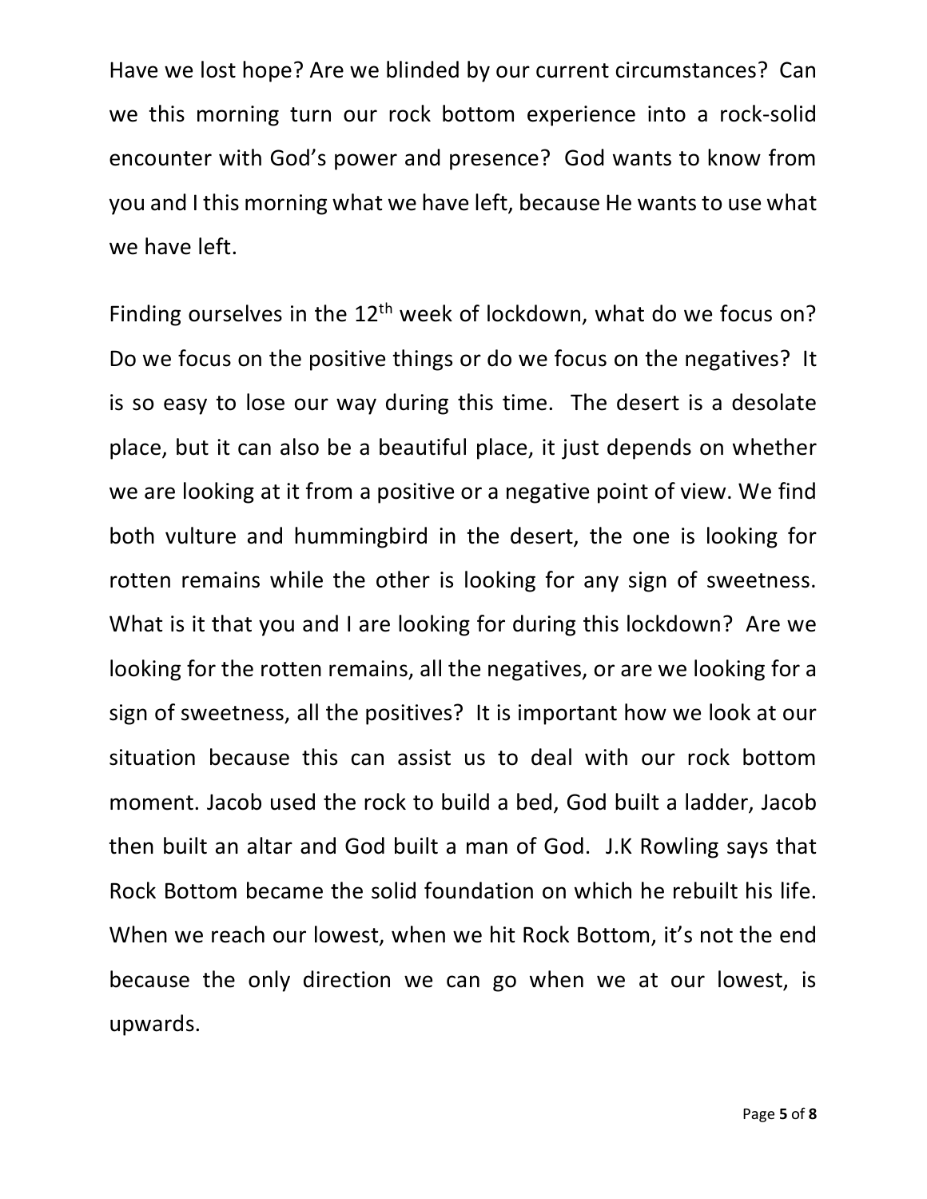Have we lost hope? Are we blinded by our current circumstances? Can we this morning turn our rock bottom experience into a rock-solid encounter with God's power and presence? God wants to know from you and I this morning what we have left, because He wants to use what we have left.

Finding ourselves in the 12th week of lockdown, what do we focus on? Do we focus on the positive things or do we focus on the negatives? It is so easy to lose our way during this time. The desert is a desolate place, but it can also be a beautiful place, it just depends on whether we are looking at it from a positive or a negative point of view. We find both vulture and hummingbird in the desert, the one is looking for rotten remains while the other is looking for any sign of sweetness. What is it that you and I are looking for during this lockdown? Are we looking for the rotten remains, all the negatives, or are we looking for a sign of sweetness, all the positives? It is important how we look at our situation because this can assist us to deal with our rock bottom moment. Jacob used the rock to build a bed, God built a ladder, Jacob then built an altar and God built a man of God. J.K Rowling says that Rock Bottom became the solid foundation on which he rebuilt his life. When we reach our lowest, when we hit Rock Bottom, it's not the end because the only direction we can go when we at our lowest, is upwards.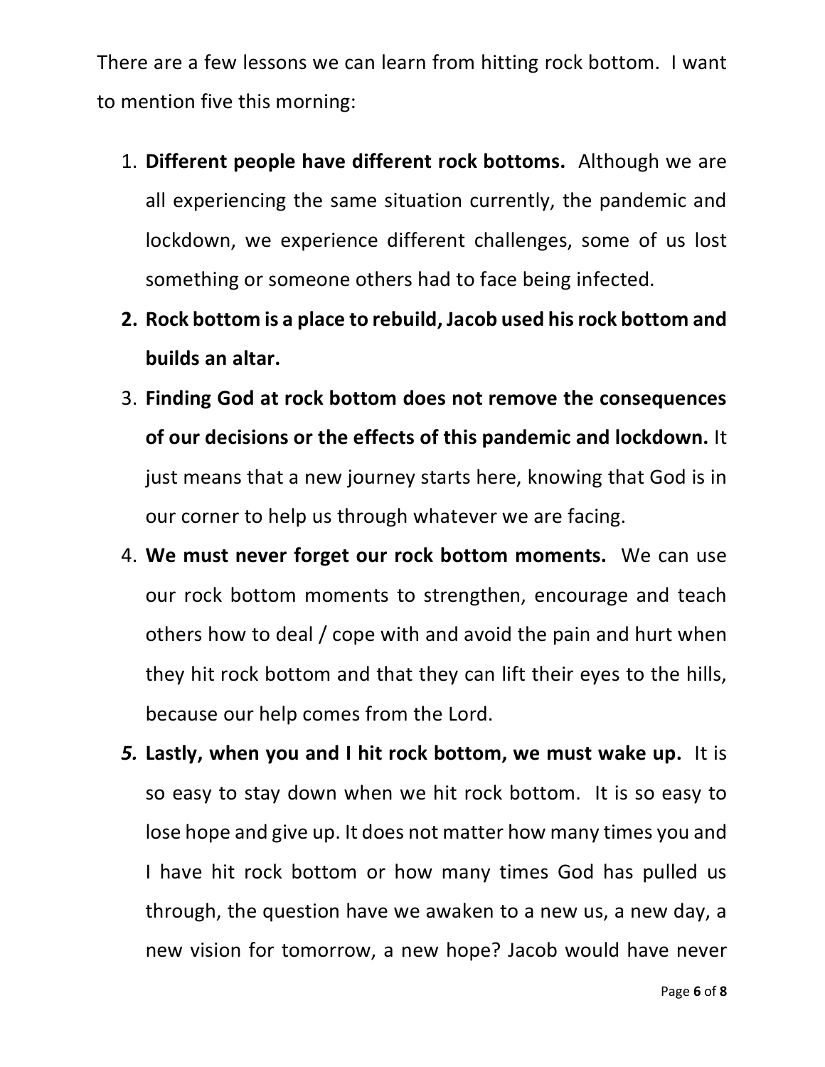There are a few lessons we can learn from hitting rock bottom. I want to mention five this morning:

1. **Different people have different rock bottoms.** Although we are all experiencing the same situation currently, the pandemic and lockdown, we experience different challenges, some of us lost something or someone others had to face being infected.
2. **Rock bottom is a place to rebuild, Jacob used his rock bottom and builds an altar.**
3. **Finding God at rock bottom does not remove the consequences of our decisions or the effects of this pandemic and lockdown.** It just means that a new journey starts here, knowing that God is in our corner to help us through whatever we are facing.
4. **We must never forget our rock bottom moments.** We can use our rock bottom moments to strengthen, encourage and teach others how to deal / cope with and avoid the pain and hurt when they hit rock bottom and that they can lift their eyes to the hills, because our help comes from the Lord.
5. ***Lastly, when you and I hit rock bottom, we must wake up.*** It is so easy to stay down when we hit rock bottom. It is so easy to lose hope and give up. It does not matter how many times you and I have hit rock bottom or how many times God has pulled us through, the question have we awaken to a new us, a new day, a new vision for tomorrow, a new hope? Jacob would have never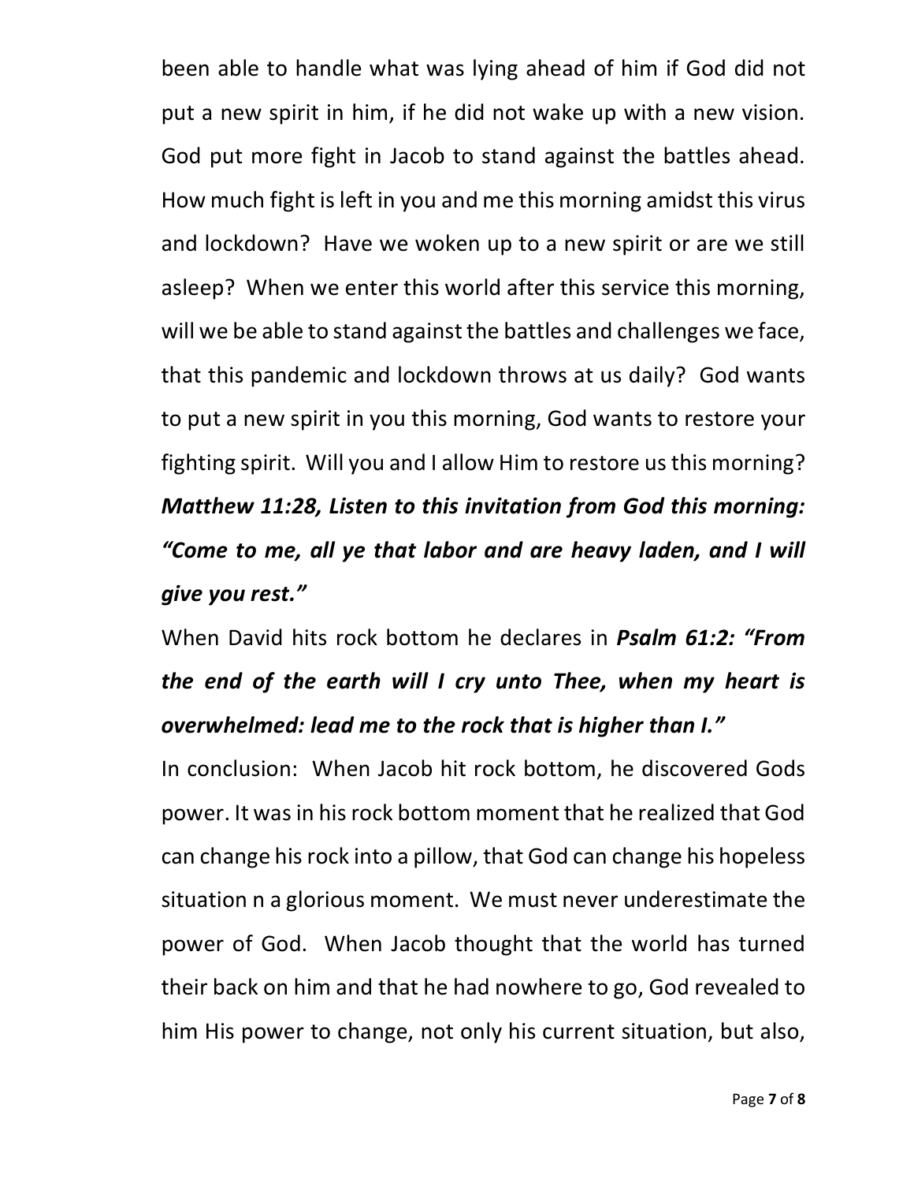been able to handle what was lying ahead of him if God did not put a new spirit in him, if he did not wake up with a new vision. God put more fight in Jacob to stand against the battles ahead. How much fight is left in you and me this morning amidst this virus and lockdown? Have we woken up to a new spirit or are we still asleep? When we enter this world after this service this morning, will we be able to stand against the battles and challenges we face, that this pandemic and lockdown throws at us daily? God wants to put a new spirit in you this morning, God wants to restore your fighting spirit. Will you and I allow Him to restore us this morning? ***Matthew 11:28, Listen to this invitation from God this morning: "Come to me, all ye that labor and are heavy laden, and I will give you rest."***

When David hits rock bottom he declares in ***Psalm 61:2: "From the end of the earth will I cry unto Thee, when my heart is overwhelmed: lead me to the rock that is higher than I."***

In conclusion: When Jacob hit rock bottom, he discovered Gods power. It was in his rock bottom moment that he realized that God can change his rock into a pillow, that God can change his hopeless situation n a glorious moment. We must never underestimate the power of God. When Jacob thought that the world has turned their back on him and that he had nowhere to go, God revealed to him His power to change, not only his current situation, but also,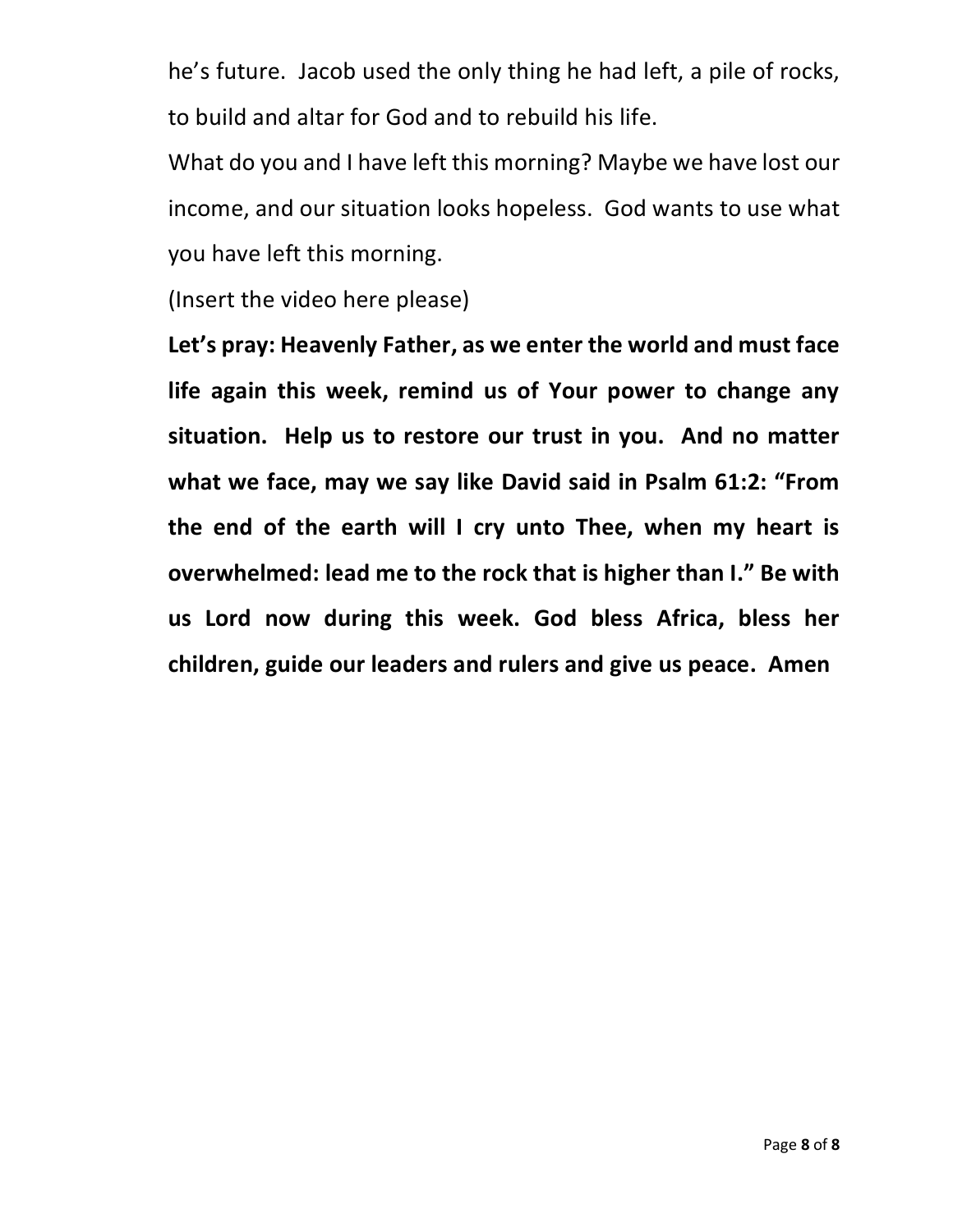he's future. Jacob used the only thing he had left, a pile of rocks, to build and altar for God and to rebuild his life.

What do you and I have left this morning? Maybe we have lost our income, and our situation looks hopeless. God wants to use what you have left this morning.

(Insert the video here please)

**Let's pray: Heavenly Father, as we enter the world and must face life again this week, remind us of Your power to change any situation. Help us to restore our trust in you. And no matter what we face, may we say like David said in Psalm 61:2: "From the end of the earth will I cry unto Thee, when my heart is overwhelmed: lead me to the rock that is higher than I." Be with us Lord now during this week. God bless Africa, bless her children, guide our leaders and rulers and give us peace. Amen**